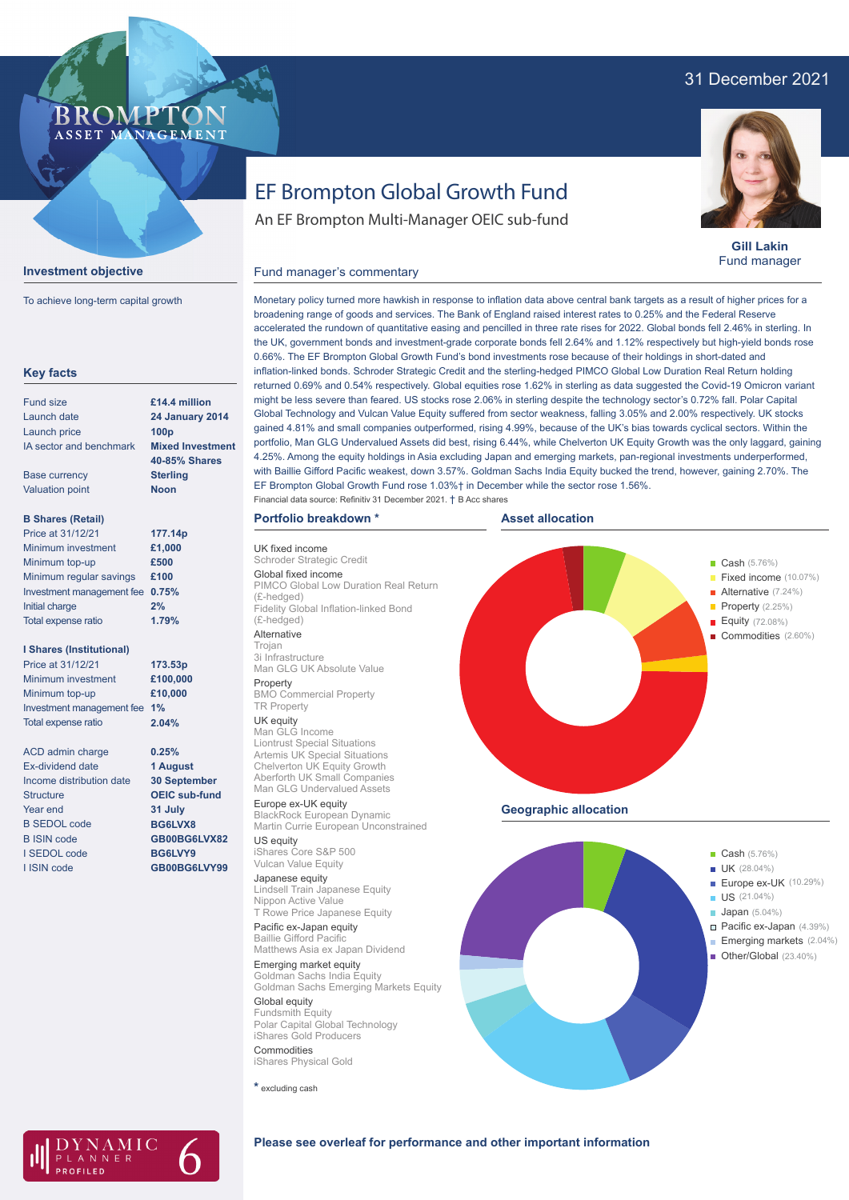31 December 2021

BROMPTON ASSET MANAGEMENT

# EF Brompton Global Growth Fund

An EF Brompton Multi-Manager OEIC sub-fund

**Gill Lakin**
Fund manager

## Investment objective

To achieve long-term capital growth

## Key facts

| | |
|---|---|
| Fund size | **£14.4 million** |
| Launch date | **24 January 2014** |
| Launch price | **100p** |
| IA sector and benchmark | **Mixed Investment 40-85% Shares** |
| Base currency | **Sterling** |
| Valuation point | **Noon** |

**B Shares (Retail)**

| | |
|---|---|
| Price at 31/12/21 | **177.14p** |
| Minimum investment | **£1,000** |
| Minimum top-up | **£500** |
| Minimum regular savings | **£100** |
| Investment management fee | **0.75%** |
| Initial charge | **2%** |
| Total expense ratio | **1.79%** |

**I Shares (Institutional)**

| | |
|---|---|
| Price at 31/12/21 | **173.53p** |
| Minimum investment | **£100,000** |
| Minimum top-up | **£10,000** |
| Investment management fee | **1%** |
| Total expense ratio | **2.04%** |

| | |
|---|---|
| ACD admin charge | **0.25%** |
| Ex-dividend date | **1 August** |
| Income distribution date | **30 September** |
| Structure | **OEIC sub-fund** |
| Year end | **31 July** |
| B SEDOL code | **BG6LVX8** |
| B ISIN code | **GB00BG6LVX82** |
| I SEDOL code | **BG6LVY9** |
| I ISIN code | **GB00BG6LVY99** |

## Fund manager's commentary

Monetary policy turned more hawkish in response to inflation data above central bank targets as a result of higher prices for a broadening range of goods and services. The Bank of England raised interest rates to 0.25% and the Federal Reserve accelerated the rundown of quantitative easing and pencilled in three rate rises for 2022. Global bonds fell 2.46% in sterling. In the UK, government bonds and investment-grade corporate bonds fell 2.64% and 1.12% respectively but high-yield bonds rose 0.66%. The EF Brompton Global Growth Fund's bond investments rose because of their holdings in short-dated and inflation-linked bonds. Schroder Strategic Credit and the sterling-hedged PIMCO Global Low Duration Real Return holding returned 0.69% and 0.54% respectively. Global equities rose 1.62% in sterling as data suggested the Covid-19 Omicron variant might be less severe than feared. US stocks rose 2.06% in sterling despite the technology sector's 0.72% fall. Polar Capital Global Technology and Vulcan Value Equity suffered from sector weakness, falling 3.05% and 2.00% respectively. UK stocks gained 4.81% and small companies outperformed, rising 4.99%, because of the UK's bias towards cyclical sectors. Within the portfolio, Man GLG Undervalued Assets did best, rising 6.44%, while Chelverton UK Equity Growth was the only laggard, gaining 4.25%. Among the equity holdings in Asia excluding Japan and emerging markets, pan-regional investments underperformed, with Baillie Gifford Pacific weakest, down 3.57%. Goldman Sachs India Equity bucked the trend, however, gaining 2.70%. The EF Brompton Global Growth Fund rose 1.03%† in December while the sector rose 1.56%.

Financial data source: Refinitiv 31 December 2021. † B Acc shares

## Portfolio breakdown *

UK fixed income
- Schroder Strategic Credit

Global fixed income
- PIMCO Global Low Duration Real Return (£-hedged)
- Fidelity Global Inflation-linked Bond (£-hedged)

Alternative
- Trojan
- 3i Infrastructure
- Man GLG UK Absolute Value

Property
- BMO Commercial Property
- TR Property

UK equity
- Man GLG Income
- Liontrust Special Situations
- Artemis UK Special Situations
- Chelverton UK Equity Growth
- Aberforth UK Small Companies
- Man GLG Undervalued Assets

Europe ex-UK equity
- BlackRock European Dynamic
- Martin Currie European Unconstrained

US equity
- iShares Core S&P 500
- Vulcan Value Equity

Japanese equity
- Lindsell Train Japanese Equity
- Nippon Active Value
- T Rowe Price Japanese Equity

Pacific ex-Japan equity
- Baillie Gifford Pacific
- Matthews Asia ex Japan Dividend

Emerging market equity
- Goldman Sachs India Equity
- Goldman Sachs Emerging Markets Equity

Global equity
- Fundsmith Equity
- Polar Capital Global Technology
- iShares Gold Producers

Commodities
- iShares Physical Gold

* excluding cash

## Asset allocation

| Asset | % |
|---|---|
| Cash | 5.76% |
| Fixed income | 10.07% |
| Alternative | 7.24% |
| Property | 2.25% |
| Equity | 72.08% |
| Commodities | 2.60% |

## Geographic allocation

| Region | % |
|---|---|
| Cash | 5.76% |
| UK | 28.04% |
| Europe ex-UK | 10.29% |
| US | 21.04% |
| Japan | 5.04% |
| Pacific ex-Japan | 4.39% |
| Emerging markets | 2.04% |
| Other/Global | 23.40% |

DYNAMIC PLANNER PROFILED 6

**Please see overleaf for performance and other important information**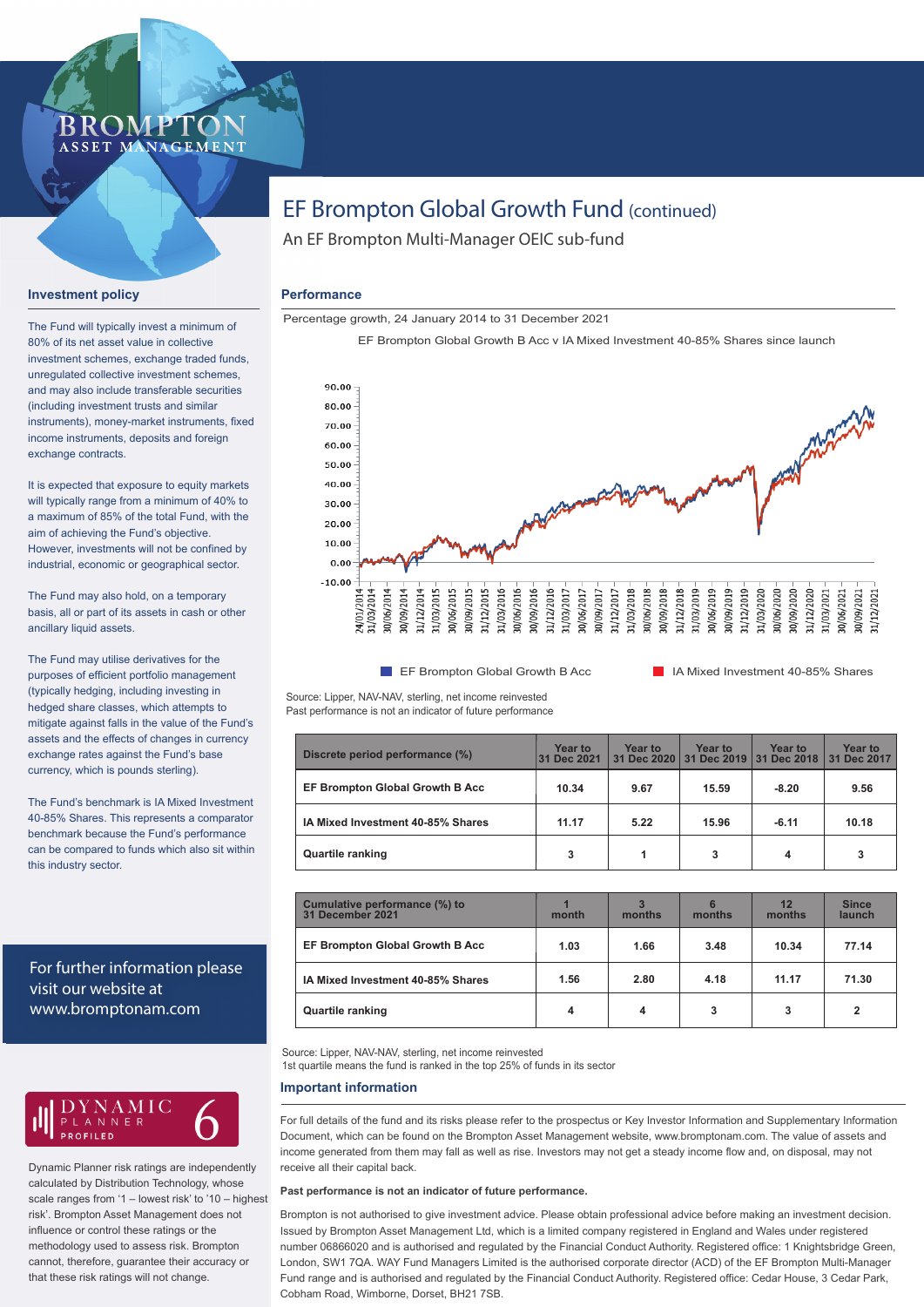BROMPTON
ASSET MANAGEMENT

# EF Brompton Global Growth Fund (continued)

An EF Brompton Multi-Manager OEIC sub-fund

## Investment policy

The Fund will typically invest a minimum of 80% of its net asset value in collective investment schemes, exchange traded funds, unregulated collective investment schemes, and may also include transferable securities (including investment trusts and similar instruments), money-market instruments, fixed income instruments, deposits and foreign exchange contracts.

It is expected that exposure to equity markets will typically range from a minimum of 40% to a maximum of 85% of the total Fund, with the aim of achieving the Fund's objective. However, investments will not be confined by industrial, economic or geographical sector.

The Fund may also hold, on a temporary basis, all or part of its assets in cash or other ancillary liquid assets.

The Fund may utilise derivatives for the purposes of efficient portfolio management (typically hedging, including investing in hedged share classes, which attempts to mitigate against falls in the value of the Fund's assets and the effects of changes in currency exchange rates against the Fund's base currency, which is pounds sterling).

The Fund's benchmark is IA Mixed Investment 40-85% Shares. This represents a comparator benchmark because the Fund's performance can be compared to funds which also sit within this industry sector.

For further information please visit our website at www.bromptonam.com

DYNAMIC PLANNER PROFILED 6

Dynamic Planner risk ratings are independently calculated by Distribution Technology, whose scale ranges from '1 – lowest risk' to '10 – highest risk'. Brompton Asset Management does not influence or control these ratings or the methodology used to assess risk. Brompton cannot, therefore, guarantee their accuracy or that these risk ratings will not change.

## Performance

Percentage growth, 24 January 2014 to 31 December 2021

EF Brompton Global Growth B Acc v IA Mixed Investment 40-85% Shares since launch

90.00
80.00
70.00
60.00
50.00
40.00
30.00
20.00
10.00
0.00
-10.00

24/01/2014, 31/03/2014, 30/06/2014, 30/09/2014, 31/12/2014, 31/03/2015, 30/06/2015, 30/09/2015, 31/12/2015, 31/03/2016, 30/06/2016, 30/09/2016, 31/12/2016, 31/03/2017, 30/06/2017, 30/09/2017, 31/12/2017, 31/03/2018, 30/06/2018, 30/09/2018, 31/12/2018, 31/03/2019, 30/06/2019, 30/09/2019, 31/12/2019, 31/03/2020, 30/06/2020, 30/09/2020, 31/12/2020, 31/03/2021, 30/06/2021, 30/09/2021, 31/12/2021

EF Brompton Global Growth B Acc
IA Mixed Investment 40-85% Shares

Source: Lipper, NAV-NAV, sterling, net income reinvested
Past performance is not an indicator of future performance

| Discrete period performance (%) | Year to 31 Dec 2021 | Year to 31 Dec 2020 | Year to 31 Dec 2019 | Year to 31 Dec 2018 | Year to 31 Dec 2017 |
|---|---|---|---|---|---|
| EF Brompton Global Growth B Acc | 10.34 | 9.67 | 15.59 | -8.20 | 9.56 |
| IA Mixed Investment 40-85% Shares | 11.17 | 5.22 | 15.96 | -6.11 | 10.18 |
| Quartile ranking | 3 | 1 | 3 | 4 | 3 |

| Cumulative performance (%) to 31 December 2021 | 1 month | 3 months | 6 months | 12 months | Since launch |
|---|---|---|---|---|---|
| EF Brompton Global Growth B Acc | 1.03 | 1.66 | 3.48 | 10.34 | 77.14 |
| IA Mixed Investment 40-85% Shares | 1.56 | 2.80 | 4.18 | 11.17 | 71.30 |
| Quartile ranking | 4 | 4 | 3 | 3 | 2 |

Source: Lipper, NAV-NAV, sterling, net income reinvested
1st quartile means the fund is ranked in the top 25% of funds in its sector

## Important information

For full details of the fund and its risks please refer to the prospectus or Key Investor Information and Supplementary Information Document, which can be found on the Brompton Asset Management website, www.bromptonam.com. The value of assets and income generated from them may fall as well as rise. Investors may not get a steady income flow and, on disposal, may not receive all their capital back.

**Past performance is not an indicator of future performance.**

Brompton is not authorised to give investment advice. Please obtain professional advice before making an investment decision. Issued by Brompton Asset Management Ltd, which is a limited company registered in England and Wales under registered number 06866020 and is authorised and regulated by the Financial Conduct Authority. Registered office: 1 Knightsbridge Green, London, SW1 7QA. WAY Fund Managers Limited is the authorised corporate director (ACD) of the EF Brompton Multi-Manager Fund range and is authorised and regulated by the Financial Conduct Authority. Registered office: Cedar House, 3 Cedar Park, Cobham Road, Wimborne, Dorset, BH21 7SB.